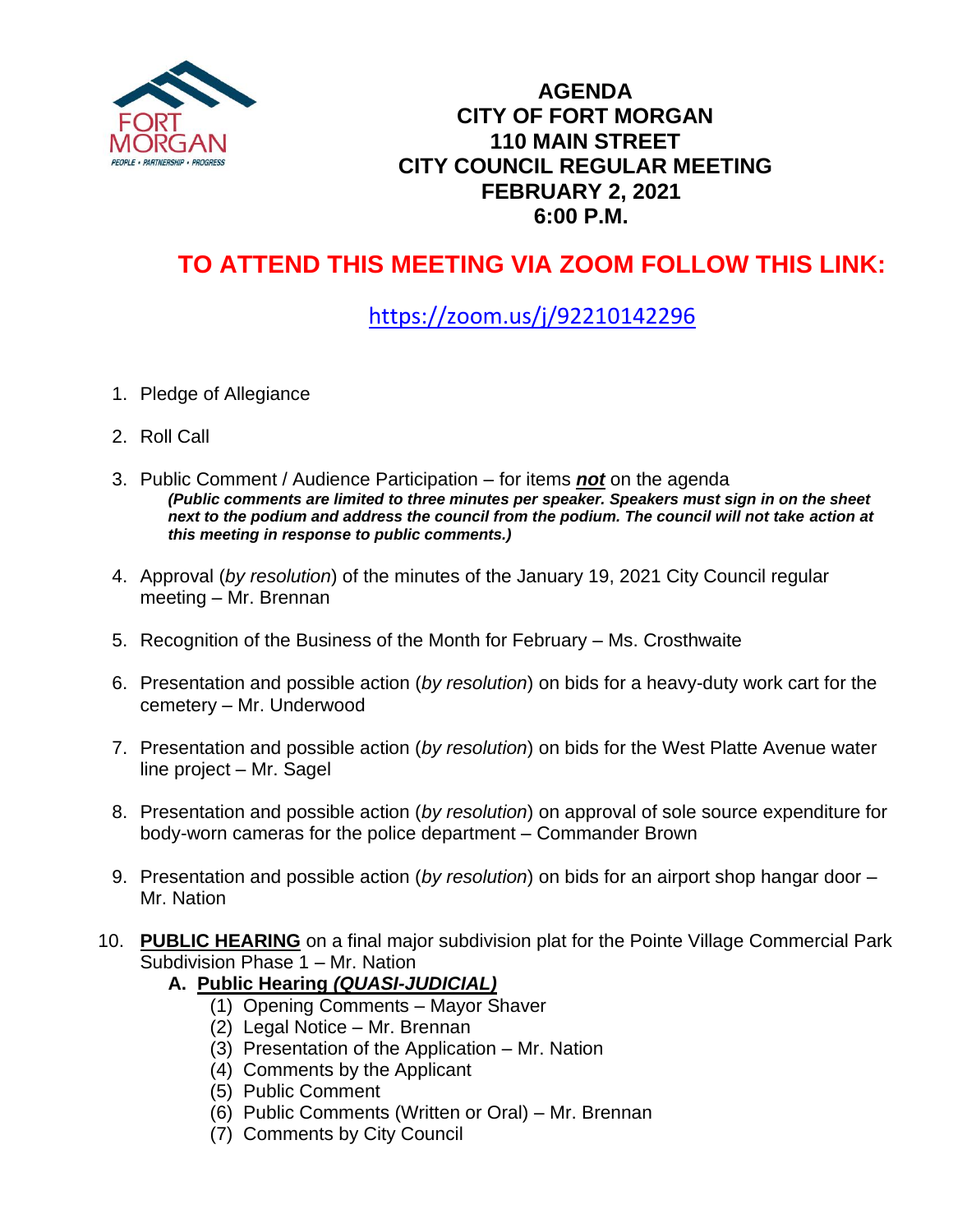# AGENDA
# CITY OF FORT MORGAN
# 110 MAIN STREET
# CITY COUNCIL REGULAR MEETING
# FEBRUARY 2, 2021
# 6:00 P.M.

## TO ATTEND THIS MEETING VIA ZOOM FOLLOW THIS LINK:

https://zoom.us/j/92210142296

1. Pledge of Allegiance

2. Roll Call

3. Public Comment / Audience Participation – for items ***not*** on the agenda
   ***(Public comments are limited to three minutes per speaker. Speakers must sign in on the sheet next to the podium and address the council from the podium. The council will not take action at this meeting in response to public comments.)***

4. Approval (*by resolution*) of the minutes of the January 19, 2021 City Council regular meeting – Mr. Brennan

5. Recognition of the Business of the Month for February – Ms. Crosthwaite

6. Presentation and possible action (*by resolution*) on bids for a heavy-duty work cart for the cemetery – Mr. Underwood

7. Presentation and possible action (*by resolution*) on bids for the West Platte Avenue water line project – Mr. Sagel

8. Presentation and possible action (*by resolution*) on approval of sole source expenditure for body-worn cameras for the police department – Commander Brown

9. Presentation and possible action (*by resolution*) on bids for an airport shop hangar door – Mr. Nation

10. **PUBLIC HEARING** on a final major subdivision plat for the Pointe Village Commercial Park Subdivision Phase 1 – Mr. Nation
    **A. Public Hearing *(QUASI-JUDICIAL)***
       (1) Opening Comments – Mayor Shaver
       (2) Legal Notice – Mr. Brennan
       (3) Presentation of the Application – Mr. Nation
       (4) Comments by the Applicant
       (5) Public Comment
       (6) Public Comments (Written or Oral) – Mr. Brennan
       (7) Comments by City Council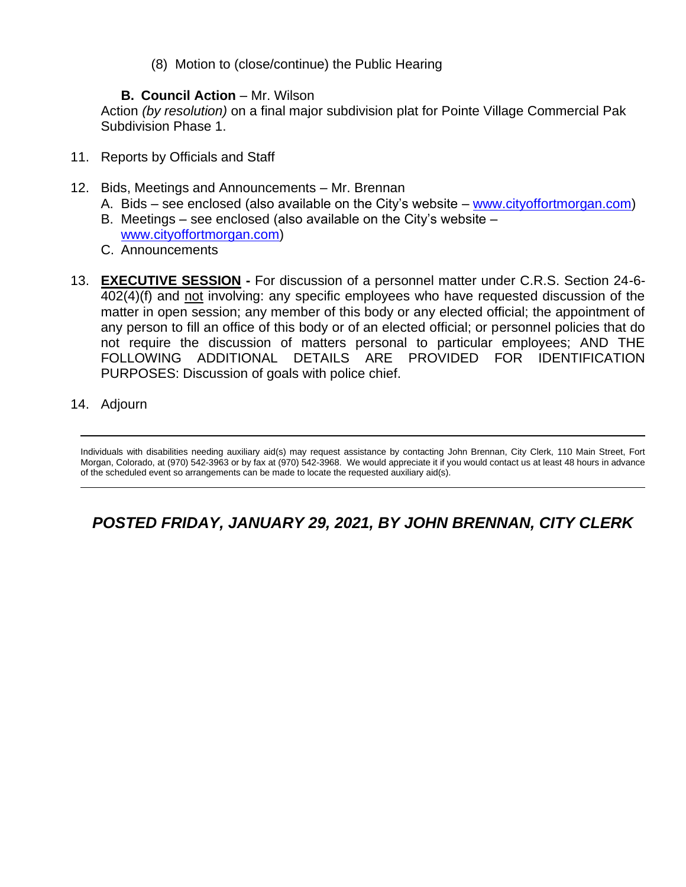(8) Motion to (close/continue) the Public Hearing

**B. Council Action** – Mr. Wilson

Action *(by resolution)* on a final major subdivision plat for Pointe Village Commercial Pak Subdivision Phase 1.

11. Reports by Officials and Staff

12. Bids, Meetings and Announcements – Mr. Brennan
    A. Bids – see enclosed (also available on the City's website – [www.cityoffortmorgan.com](http://www.cityoffortmorgan.com))
    B. Meetings – see enclosed (also available on the City's website – [www.cityoffortmorgan.com](http://www.cityoffortmorgan.com))
    C. Announcements

13. **EXECUTIVE SESSION -** For discussion of a personnel matter under C.R.S. Section 24-6-402(4)(f) and not involving: any specific employees who have requested discussion of the matter in open session; any member of this body or any elected official; the appointment of any person to fill an office of this body or of an elected official; or personnel policies that do not require the discussion of matters personal to particular employees; AND THE FOLLOWING ADDITIONAL DETAILS ARE PROVIDED FOR IDENTIFICATION PURPOSES: Discussion of goals with police chief.

14. Adjourn

---

Individuals with disabilities needing auxiliary aid(s) may request assistance by contacting John Brennan, City Clerk, 110 Main Street, Fort Morgan, Colorado, at (970) 542-3963 or by fax at (970) 542-3968. We would appreciate it if you would contact us at least 48 hours in advance of the scheduled event so arrangements can be made to locate the requested auxiliary aid(s).

---

***POSTED FRIDAY, JANUARY 29, 2021, BY JOHN BRENNAN, CITY CLERK***